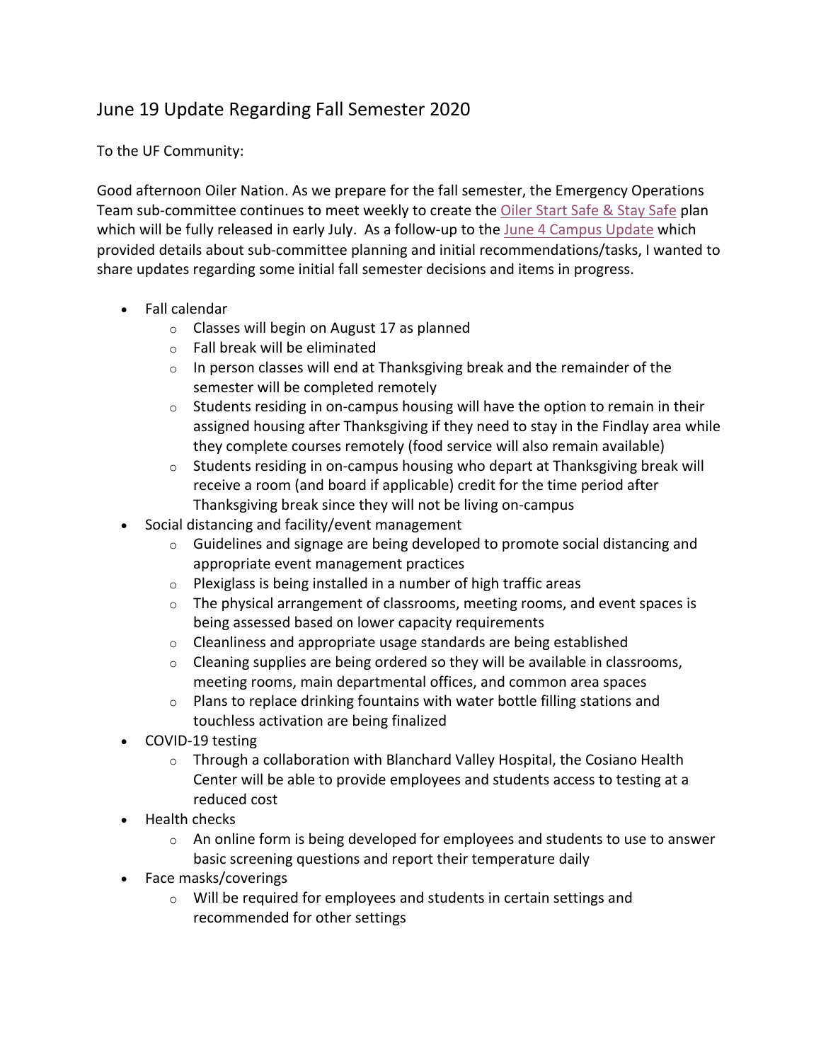# June 19 Update Regarding Fall Semester 2020

To the UF Community:

Good afternoon Oiler Nation. As we prepare for the fall semester, the Emergency Operations Team sub-committee continues to meet weekly to create the Oiler Start Safe & Stay Safe plan which will be fully released in early July. As a follow-up to the June 4 Campus Update which provided details about sub-committee planning and initial recommendations/tasks, I wanted to share updates regarding some initial fall semester decisions and items in progress.

- Fall calendar
  - Classes will begin on August 17 as planned
  - Fall break will be eliminated
  - In person classes will end at Thanksgiving break and the remainder of the semester will be completed remotely
  - Students residing in on-campus housing will have the option to remain in their assigned housing after Thanksgiving if they need to stay in the Findlay area while they complete courses remotely (food service will also remain available)
  - Students residing in on-campus housing who depart at Thanksgiving break will receive a room (and board if applicable) credit for the time period after Thanksgiving break since they will not be living on-campus
- Social distancing and facility/event management
  - Guidelines and signage are being developed to promote social distancing and appropriate event management practices
  - Plexiglass is being installed in a number of high traffic areas
  - The physical arrangement of classrooms, meeting rooms, and event spaces is being assessed based on lower capacity requirements
  - Cleanliness and appropriate usage standards are being established
  - Cleaning supplies are being ordered so they will be available in classrooms, meeting rooms, main departmental offices, and common area spaces
  - Plans to replace drinking fountains with water bottle filling stations and touchless activation are being finalized
- COVID-19 testing
  - Through a collaboration with Blanchard Valley Hospital, the Cosiano Health Center will be able to provide employees and students access to testing at a reduced cost
- Health checks
  - An online form is being developed for employees and students to use to answer basic screening questions and report their temperature daily
- Face masks/coverings
  - Will be required for employees and students in certain settings and recommended for other settings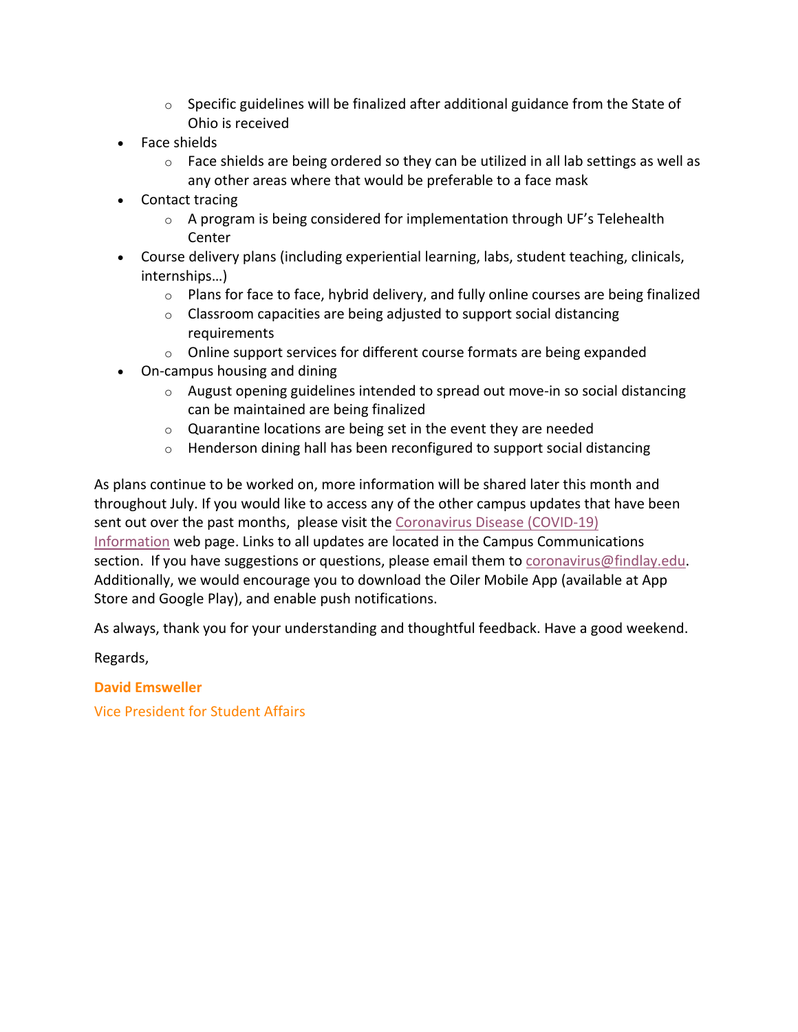- Specific guidelines will be finalized after additional guidance from the State of Ohio is received
- Face shields
    - Face shields are being ordered so they can be utilized in all lab settings as well as any other areas where that would be preferable to a face mask
- Contact tracing
    - A program is being considered for implementation through UF's Telehealth Center
- Course delivery plans (including experiential learning, labs, student teaching, clinicals, internships…)
    - Plans for face to face, hybrid delivery, and fully online courses are being finalized
    - Classroom capacities are being adjusted to support social distancing requirements
    - Online support services for different course formats are being expanded
- On-campus housing and dining
    - August opening guidelines intended to spread out move-in so social distancing can be maintained are being finalized
    - Quarantine locations are being set in the event they are needed
    - Henderson dining hall has been reconfigured to support social distancing

As plans continue to be worked on, more information will be shared later this month and throughout July. If you would like to access any of the other campus updates that have been sent out over the past months, please visit the Coronavirus Disease (COVID-19) Information web page. Links to all updates are located in the Campus Communications section. If you have suggestions or questions, please email them to coronavirus@findlay.edu. Additionally, we would encourage you to download the Oiler Mobile App (available at App Store and Google Play), and enable push notifications.

As always, thank you for your understanding and thoughtful feedback. Have a good weekend.

Regards,

**David Emsweller**

Vice President for Student Affairs